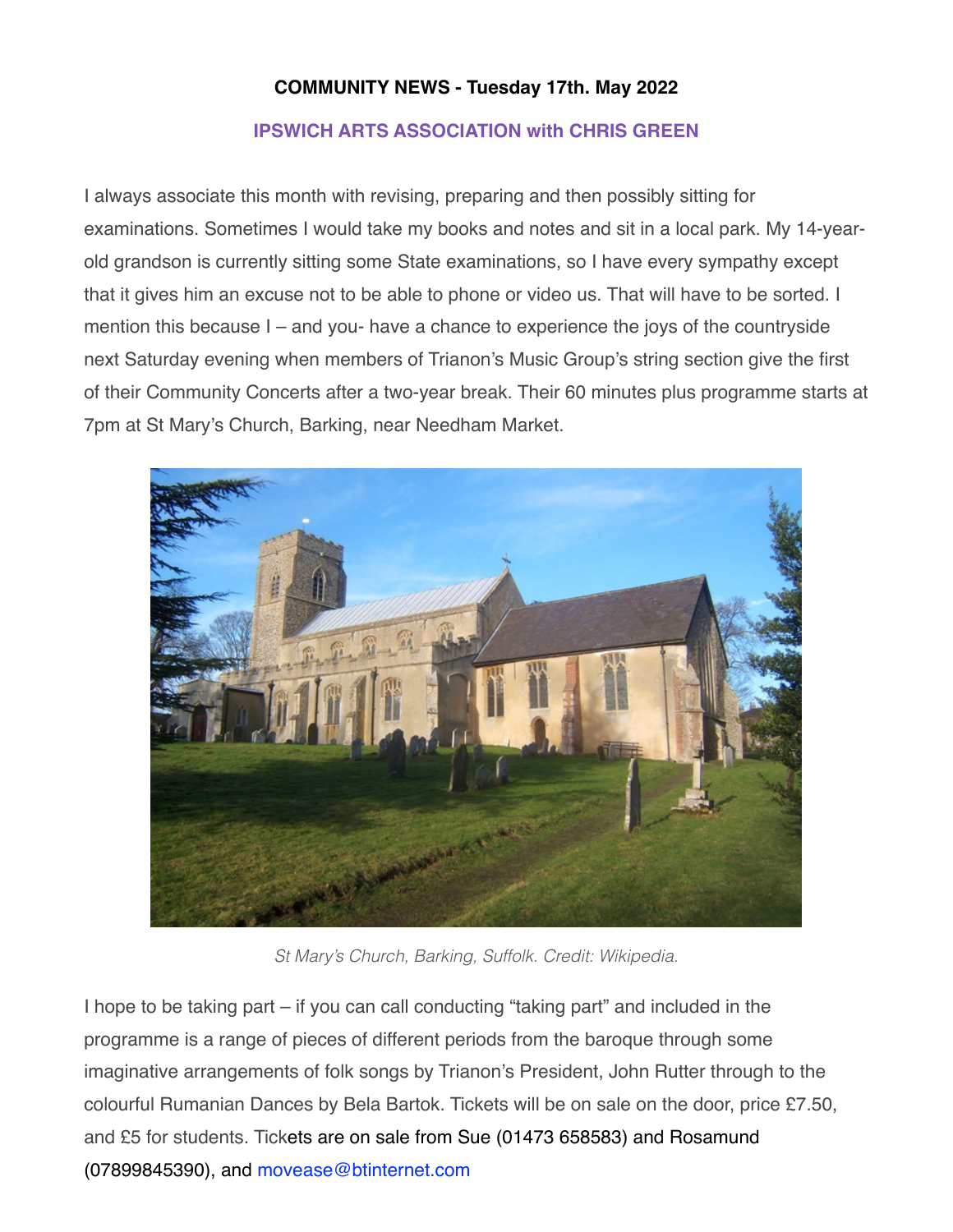**COMMUNITY NEWS - Tuesday 17th. May 2022**

**IPSWICH ARTS ASSOCIATION with CHRIS GREEN**

I always associate this month with revising, preparing and then possibly sitting for examinations. Sometimes I would take my books and notes and sit in a local park. My 14-year-old grandson is currently sitting some State examinations, so I have every sympathy except that it gives him an excuse not to be able to phone or video us. That will have to be sorted. I mention this because I – and you- have a chance to experience the joys of the countryside next Saturday evening when members of Trianon's Music Group's string section give the first of their Community Concerts after a two-year break. Their 60 minutes plus programme starts at 7pm at St Mary's Church, Barking, near Needham Market.

*St Mary's Church, Barking, Suffolk. Credit: Wikipedia.*

I hope to be taking part – if you can call conducting "taking part" and included in the programme is a range of pieces of different periods from the baroque through some imaginative arrangements of folk songs by Trianon's President, John Rutter through to the colourful Rumanian Dances by Bela Bartok. Tickets will be on sale on the door, price £7.50, and £5 for students. Tickets are on sale from Sue (01473 658583) and Rosamund (07899845390), and movease@btinternet.com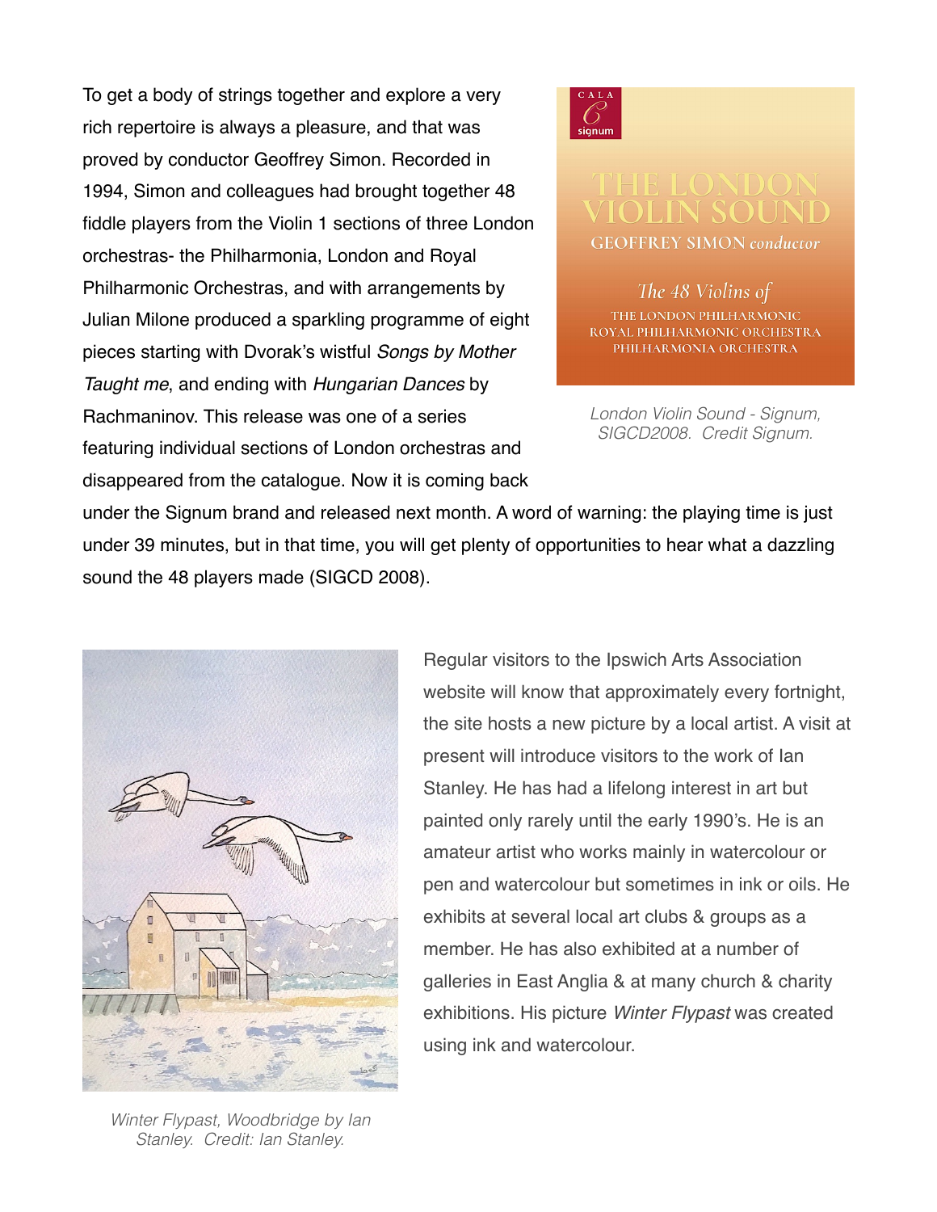To get a body of strings together and explore a very rich repertoire is always a pleasure, and that was proved by conductor Geoffrey Simon. Recorded in 1994, Simon and colleagues had brought together 48 fiddle players from the Violin 1 sections of three London orchestras- the Philharmonia, London and Royal Philharmonic Orchestras, and with arrangements by Julian Milone produced a sparkling programme of eight pieces starting with Dvorak's wistful *Songs by Mother Taught me*, and ending with *Hungarian Dances* by Rachmaninov. This release was one of a series featuring individual sections of London orchestras and disappeared from the catalogue. Now it is coming back under the Signum brand and released next month. A word of warning: the playing time is just under 39 minutes, but in that time, you will get plenty of opportunities to hear what a dazzling sound the 48 players made (SIGCD 2008).

*London Violin Sound - Signum, SIGCD2008. Credit Signum.*

Regular visitors to the Ipswich Arts Association website will know that approximately every fortnight, the site hosts a new picture by a local artist. A visit at present will introduce visitors to the work of Ian Stanley. He has had a lifelong interest in art but painted only rarely until the early 1990's. He is an amateur artist who works mainly in watercolour or pen and watercolour but sometimes in ink or oils. He exhibits at several local art clubs & groups as a member. He has also exhibited at a number of galleries in East Anglia & at many church & charity exhibitions. His picture *Winter Flypast* was created using ink and watercolour.

*Winter Flypast, Woodbridge by Ian Stanley. Credit: Ian Stanley.*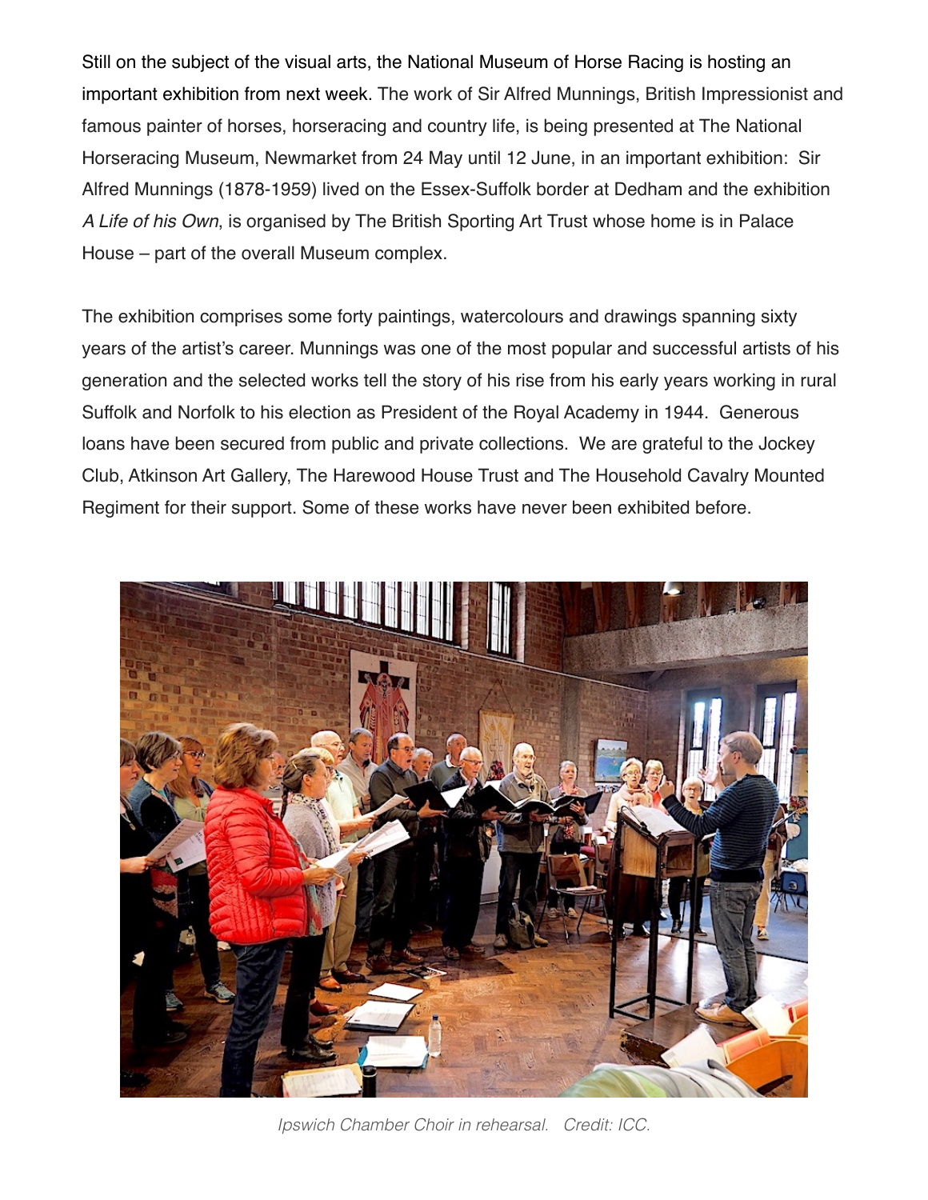Still on the subject of the visual arts, the National Museum of Horse Racing is hosting an important exhibition from next week. The work of Sir Alfred Munnings, British Impressionist and famous painter of horses, horseracing and country life, is being presented at The National Horseracing Museum, Newmarket from 24 May until 12 June, in an important exhibition: Sir Alfred Munnings (1878-1959) lived on the Essex-Suffolk border at Dedham and the exhibition *A Life of his Own*, is organised by The British Sporting Art Trust whose home is in Palace House – part of the overall Museum complex.

The exhibition comprises some forty paintings, watercolours and drawings spanning sixty years of the artist's career. Munnings was one of the most popular and successful artists of his generation and the selected works tell the story of his rise from his early years working in rural Suffolk and Norfolk to his election as President of the Royal Academy in 1944. Generous loans have been secured from public and private collections. We are grateful to the Jockey Club, Atkinson Art Gallery, The Harewood House Trust and The Household Cavalry Mounted Regiment for their support. Some of these works have never been exhibited before.

*Ipswich Chamber Choir in rehearsal. Credit: ICC.*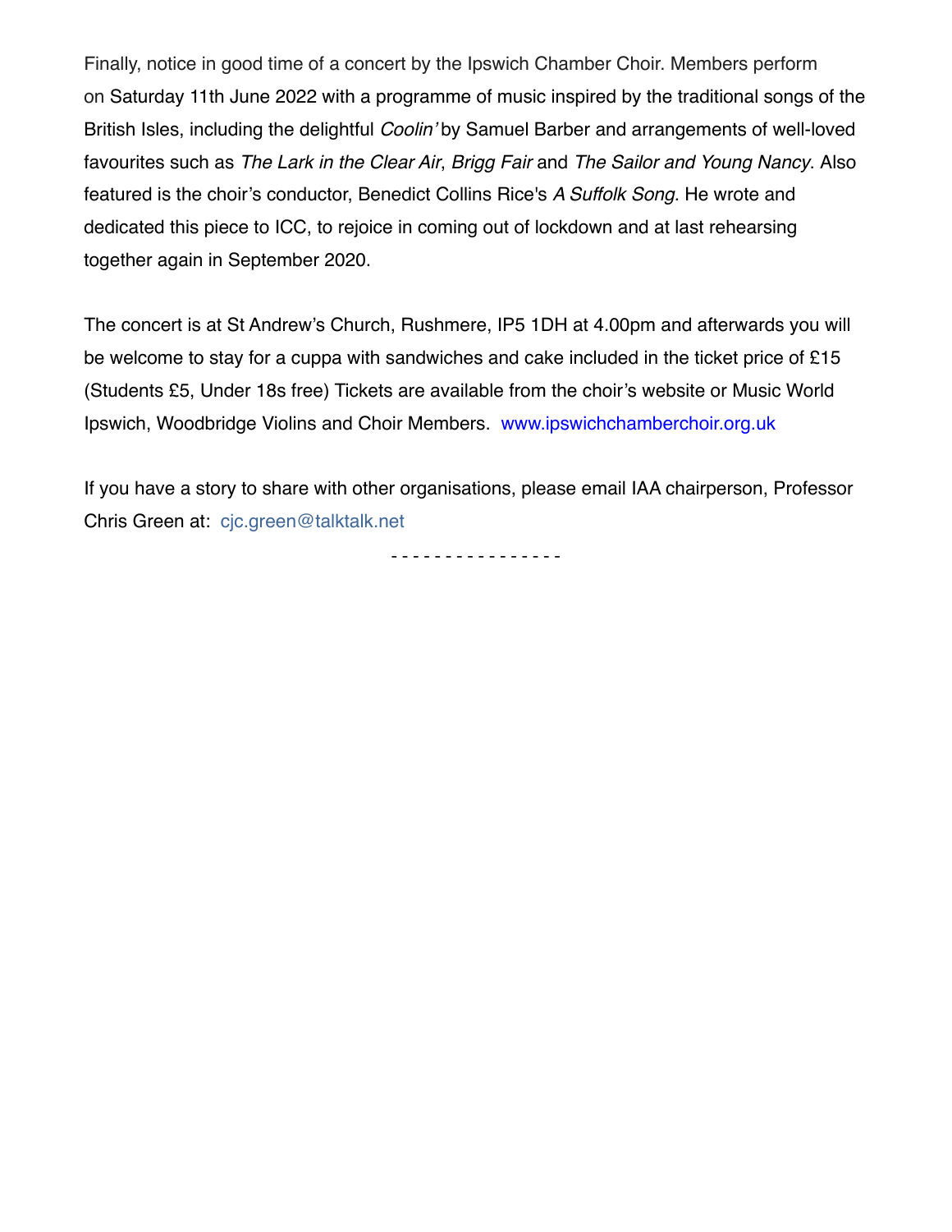Finally, notice in good time of a concert by the Ipswich Chamber Choir. Members perform on Saturday 11th June 2022 with a programme of music inspired by the traditional songs of the British Isles, including the delightful *Coolin'* by Samuel Barber and arrangements of well-loved favourites such as *The Lark in the Clear Air*, *Brigg Fair* and *The Sailor and Young Nancy*. Also featured is the choir's conductor, Benedict Collins Rice's *A Suffolk Song.* He wrote and dedicated this piece to ICC, to rejoice in coming out of lockdown and at last rehearsing together again in September 2020.

The concert is at St Andrew's Church, Rushmere, IP5 1DH at 4.00pm and afterwards you will be welcome to stay for a cuppa with sandwiches and cake included in the ticket price of £15 (Students £5, Under 18s free) Tickets are available from the choir's website or Music World Ipswich, Woodbridge Violins and Choir Members. www.ipswichchamberchoir.org.uk

If you have a story to share with other organisations, please email IAA chairperson, Professor Chris Green at: cjc.green@talktalk.net

- - - - - - - - - - - - - - - -